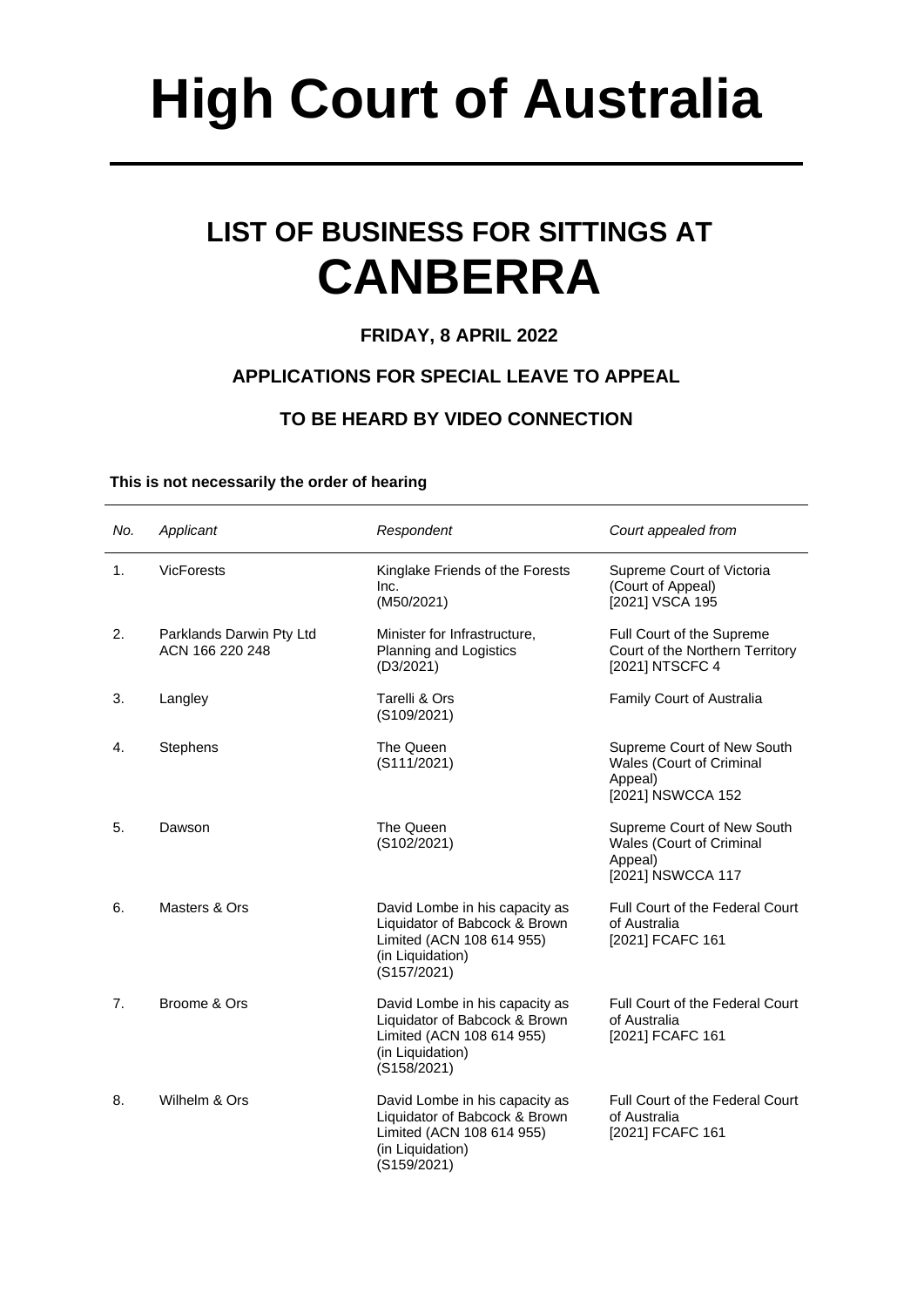# High Court of Australia

## LIST OF BUSINESS FOR SITTINGS AT CANBERRA

### FRIDAY, 8 APRIL 2022

### APPLICATIONS FOR SPECIAL LEAVE TO APPEAL

### TO BE HEARD BY VIDEO CONNECTION

**This is not necessarily the order of hearing**

| *No.* | *Applicant* | *Respondent* | *Court appealed from* |
|---|---|---|---|
| 1. | VicForests | Kinglake Friends of the Forests Inc. (M50/2021) | Supreme Court of Victoria (Court of Appeal) [2021] VSCA 195 |
| 2. | Parklands Darwin Pty Ltd ACN 166 220 248 | Minister for Infrastructure, Planning and Logistics (D3/2021) | Full Court of the Supreme Court of the Northern Territory [2021] NTSCFC 4 |
| 3. | Langley | Tarelli & Ors (S109/2021) | Family Court of Australia |
| 4. | Stephens | The Queen (S111/2021) | Supreme Court of New South Wales (Court of Criminal Appeal) [2021] NSWCCA 152 |
| 5. | Dawson | The Queen (S102/2021) | Supreme Court of New South Wales (Court of Criminal Appeal) [2021] NSWCCA 117 |
| 6. | Masters & Ors | David Lombe in his capacity as Liquidator of Babcock & Brown Limited (ACN 108 614 955) (in Liquidation) (S157/2021) | Full Court of the Federal Court of Australia [2021] FCAFC 161 |
| 7. | Broome & Ors | David Lombe in his capacity as Liquidator of Babcock & Brown Limited (ACN 108 614 955) (in Liquidation) (S158/2021) | Full Court of the Federal Court of Australia [2021] FCAFC 161 |
| 8. | Wilhelm & Ors | David Lombe in his capacity as Liquidator of Babcock & Brown Limited (ACN 108 614 955) (in Liquidation) (S159/2021) | Full Court of the Federal Court of Australia [2021] FCAFC 161 |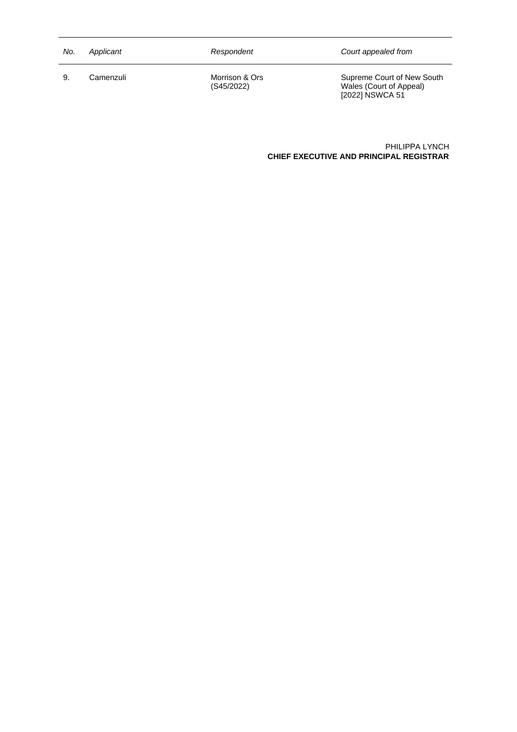| *No.* | *Applicant* | *Respondent* | *Court appealed from* |
|---|---|---|---|
| 9. | Camenzuli | Morrison & Ors (S45/2022) | Supreme Court of New South Wales (Court of Appeal) [2022] NSWCA 51 |

PHILIPPA LYNCH
**CHIEF EXECUTIVE AND PRINCIPAL REGISTRAR**